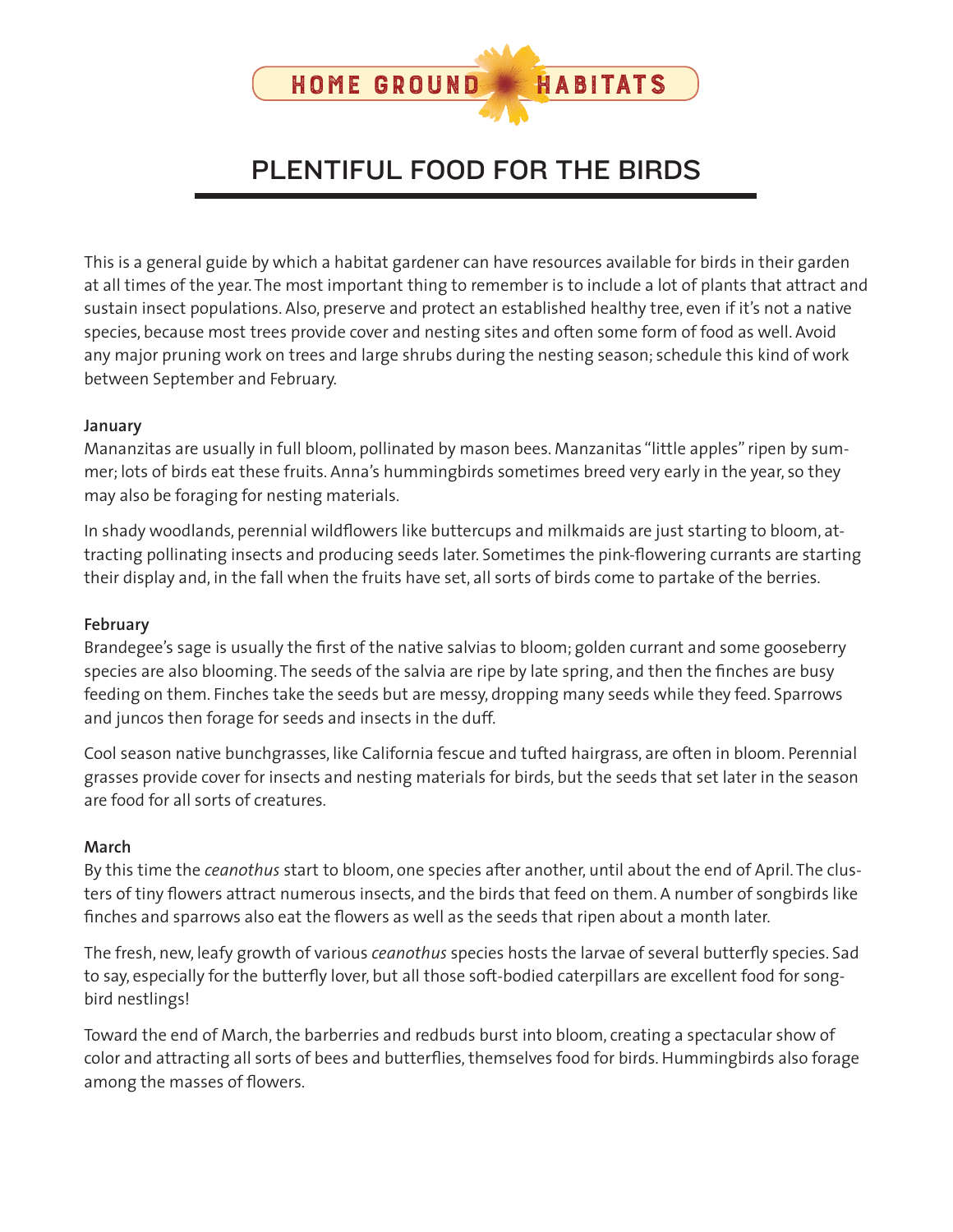HOME GROUND HABITATS

# PLENTIFUL FOOD FOR THE BIRDS

This is a general guide by which a habitat gardener can have resources available for birds in their garden at all times of the year. The most important thing to remember is to include a lot of plants that attract and sustain insect populations. Also, preserve and protect an established healthy tree, even if it's not a native species, because most trees provide cover and nesting sites and often some form of food as well. Avoid any major pruning work on trees and large shrubs during the nesting season; schedule this kind of work between September and February.

**January**

Mananzitas are usually in full bloom, pollinated by mason bees. Manzanitas "little apples" ripen by summer; lots of birds eat these fruits. Anna's hummingbirds sometimes breed very early in the year, so they may also be foraging for nesting materials.

In shady woodlands, perennial wildflowers like buttercups and milkmaids are just starting to bloom, attracting pollinating insects and producing seeds later. Sometimes the pink-flowering currants are starting their display and, in the fall when the fruits have set, all sorts of birds come to partake of the berries.

**February**

Brandegee's sage is usually the first of the native salvias to bloom; golden currant and some gooseberry species are also blooming. The seeds of the salvia are ripe by late spring, and then the finches are busy feeding on them. Finches take the seeds but are messy, dropping many seeds while they feed. Sparrows and juncos then forage for seeds and insects in the duff.

Cool season native bunchgrasses, like California fescue and tufted hairgrass, are often in bloom. Perennial grasses provide cover for insects and nesting materials for birds, but the seeds that set later in the season are food for all sorts of creatures.

**March**

By this time the *ceanothus* start to bloom, one species after another, until about the end of April. The clusters of tiny flowers attract numerous insects, and the birds that feed on them. A number of songbirds like finches and sparrows also eat the flowers as well as the seeds that ripen about a month later.

The fresh, new, leafy growth of various *ceanothus* species hosts the larvae of several butterfly species. Sad to say, especially for the butterfly lover, but all those soft-bodied caterpillars are excellent food for songbird nestlings!

Toward the end of March, the barberries and redbuds burst into bloom, creating a spectacular show of color and attracting all sorts of bees and butterflies, themselves food for birds. Hummingbirds also forage among the masses of flowers.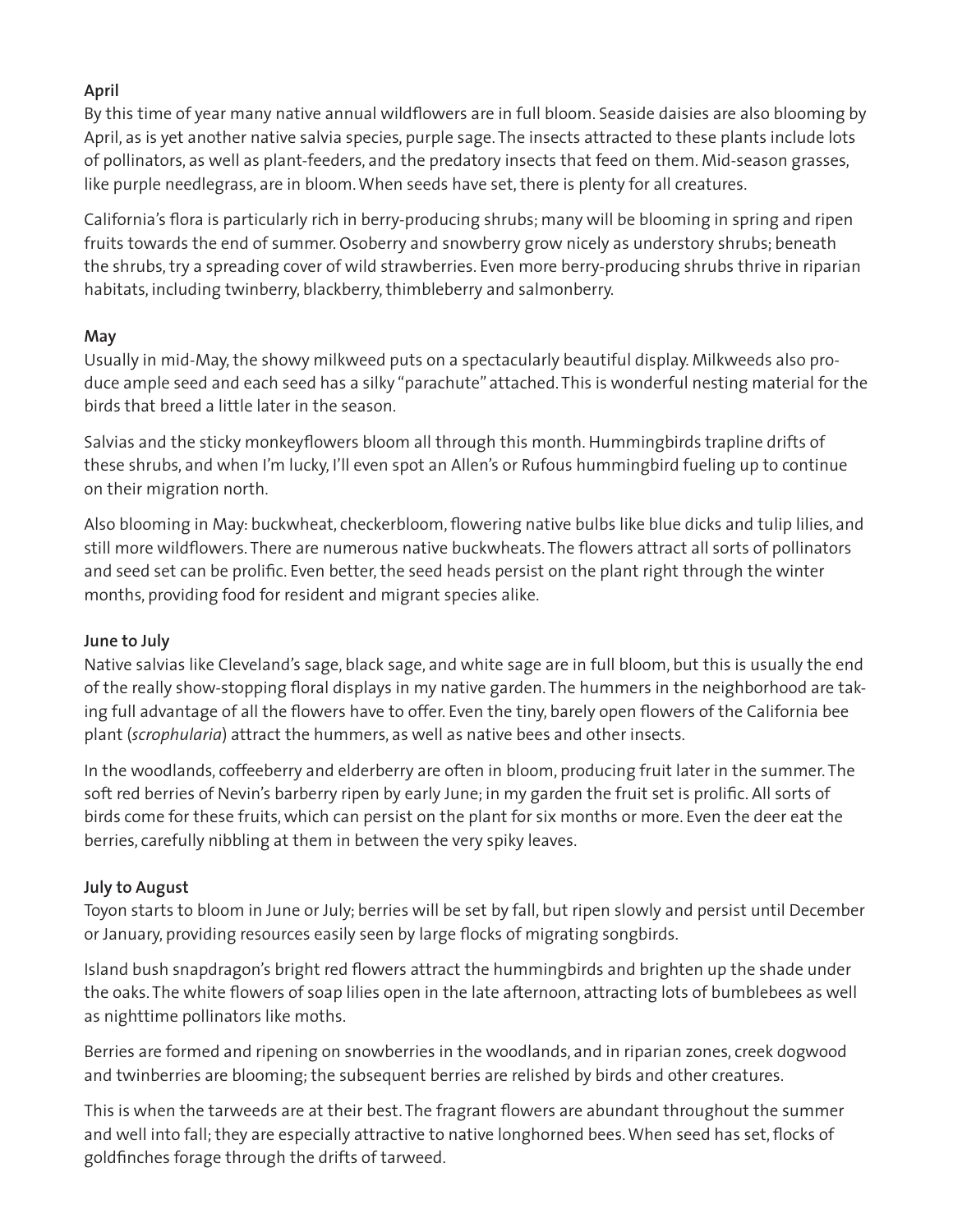**April**

By this time of year many native annual wildflowers are in full bloom. Seaside daisies are also blooming by April, as is yet another native salvia species, purple sage. The insects attracted to these plants include lots of pollinators, as well as plant-feeders, and the predatory insects that feed on them. Mid-season grasses, like purple needlegrass, are in bloom. When seeds have set, there is plenty for all creatures.

California's flora is particularly rich in berry-producing shrubs; many will be blooming in spring and ripen fruits towards the end of summer. Osoberry and snowberry grow nicely as understory shrubs; beneath the shrubs, try a spreading cover of wild strawberries. Even more berry-producing shrubs thrive in riparian habitats, including twinberry, blackberry, thimbleberry and salmonberry.

**May**

Usually in mid-May, the showy milkweed puts on a spectacularly beautiful display. Milkweeds also produce ample seed and each seed has a silky "parachute" attached. This is wonderful nesting material for the birds that breed a little later in the season.

Salvias and the sticky monkeyflowers bloom all through this month. Hummingbirds trapline drifts of these shrubs, and when I'm lucky, I'll even spot an Allen's or Rufous hummingbird fueling up to continue on their migration north.

Also blooming in May: buckwheat, checkerbloom, flowering native bulbs like blue dicks and tulip lilies, and still more wildflowers. There are numerous native buckwheats. The flowers attract all sorts of pollinators and seed set can be prolific. Even better, the seed heads persist on the plant right through the winter months, providing food for resident and migrant species alike.

**June to July**

Native salvias like Cleveland's sage, black sage, and white sage are in full bloom, but this is usually the end of the really show-stopping floral displays in my native garden. The hummers in the neighborhood are taking full advantage of all the flowers have to offer. Even the tiny, barely open flowers of the California bee plant (*scrophularia*) attract the hummers, as well as native bees and other insects.

In the woodlands, coffeeberry and elderberry are often in bloom, producing fruit later in the summer. The soft red berries of Nevin's barberry ripen by early June; in my garden the fruit set is prolific. All sorts of birds come for these fruits, which can persist on the plant for six months or more. Even the deer eat the berries, carefully nibbling at them in between the very spiky leaves.

**July to August**

Toyon starts to bloom in June or July; berries will be set by fall, but ripen slowly and persist until December or January, providing resources easily seen by large flocks of migrating songbirds.

Island bush snapdragon's bright red flowers attract the hummingbirds and brighten up the shade under the oaks. The white flowers of soap lilies open in the late afternoon, attracting lots of bumblebees as well as nighttime pollinators like moths.

Berries are formed and ripening on snowberries in the woodlands, and in riparian zones, creek dogwood and twinberries are blooming; the subsequent berries are relished by birds and other creatures.

This is when the tarweeds are at their best. The fragrant flowers are abundant throughout the summer and well into fall; they are especially attractive to native longhorned bees. When seed has set, flocks of goldfinches forage through the drifts of tarweed.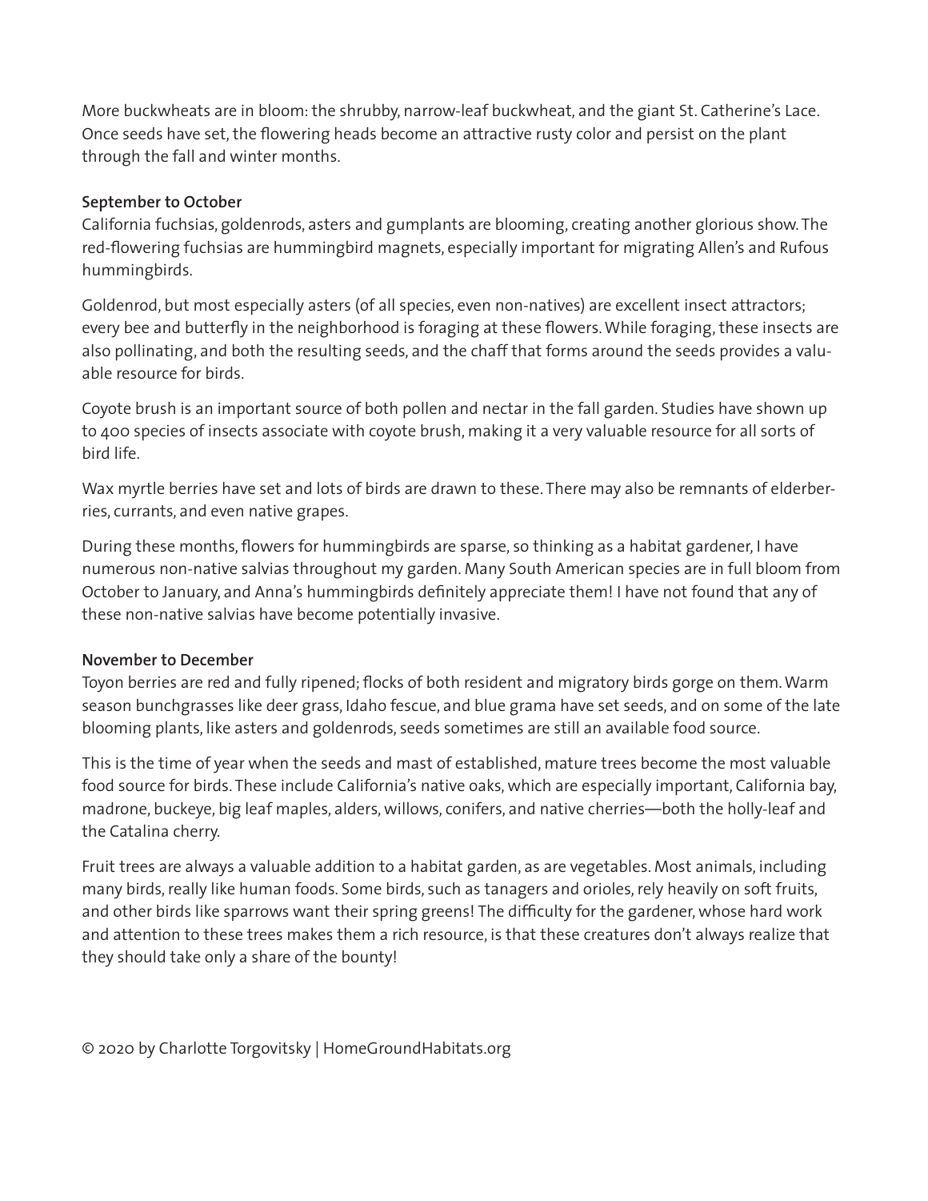More buckwheats are in bloom: the shrubby, narrow-leaf buckwheat, and the giant St. Catherine's Lace. Once seeds have set, the flowering heads become an attractive rusty color and persist on the plant through the fall and winter months.

**September to October**

California fuchsias, goldenrods, asters and gumplants are blooming, creating another glorious show. The red-flowering fuchsias are hummingbird magnets, especially important for migrating Allen's and Rufous hummingbirds.

Goldenrod, but most especially asters (of all species, even non-natives) are excellent insect attractors; every bee and butterfly in the neighborhood is foraging at these flowers. While foraging, these insects are also pollinating, and both the resulting seeds, and the chaff that forms around the seeds provides a valuable resource for birds.

Coyote brush is an important source of both pollen and nectar in the fall garden. Studies have shown up to 400 species of insects associate with coyote brush, making it a very valuable resource for all sorts of bird life.

Wax myrtle berries have set and lots of birds are drawn to these. There may also be remnants of elderberries, currants, and even native grapes.

During these months, flowers for hummingbirds are sparse, so thinking as a habitat gardener, I have numerous non-native salvias throughout my garden. Many South American species are in full bloom from October to January, and Anna's hummingbirds definitely appreciate them! I have not found that any of these non-native salvias have become potentially invasive.

**November to December**

Toyon berries are red and fully ripened; flocks of both resident and migratory birds gorge on them. Warm season bunchgrasses like deer grass, Idaho fescue, and blue grama have set seeds, and on some of the late blooming plants, like asters and goldenrods, seeds sometimes are still an available food source.

This is the time of year when the seeds and mast of established, mature trees become the most valuable food source for birds. These include California's native oaks, which are especially important, California bay, madrone, buckeye, big leaf maples, alders, willows, conifers, and native cherries—both the holly-leaf and the Catalina cherry.

Fruit trees are always a valuable addition to a habitat garden, as are vegetables. Most animals, including many birds, really like human foods. Some birds, such as tanagers and orioles, rely heavily on soft fruits, and other birds like sparrows want their spring greens! The difficulty for the gardener, whose hard work and attention to these trees makes them a rich resource, is that these creatures don't always realize that they should take only a share of the bounty!

© 2020 by Charlotte Torgovitsky | HomeGroundHabitats.org